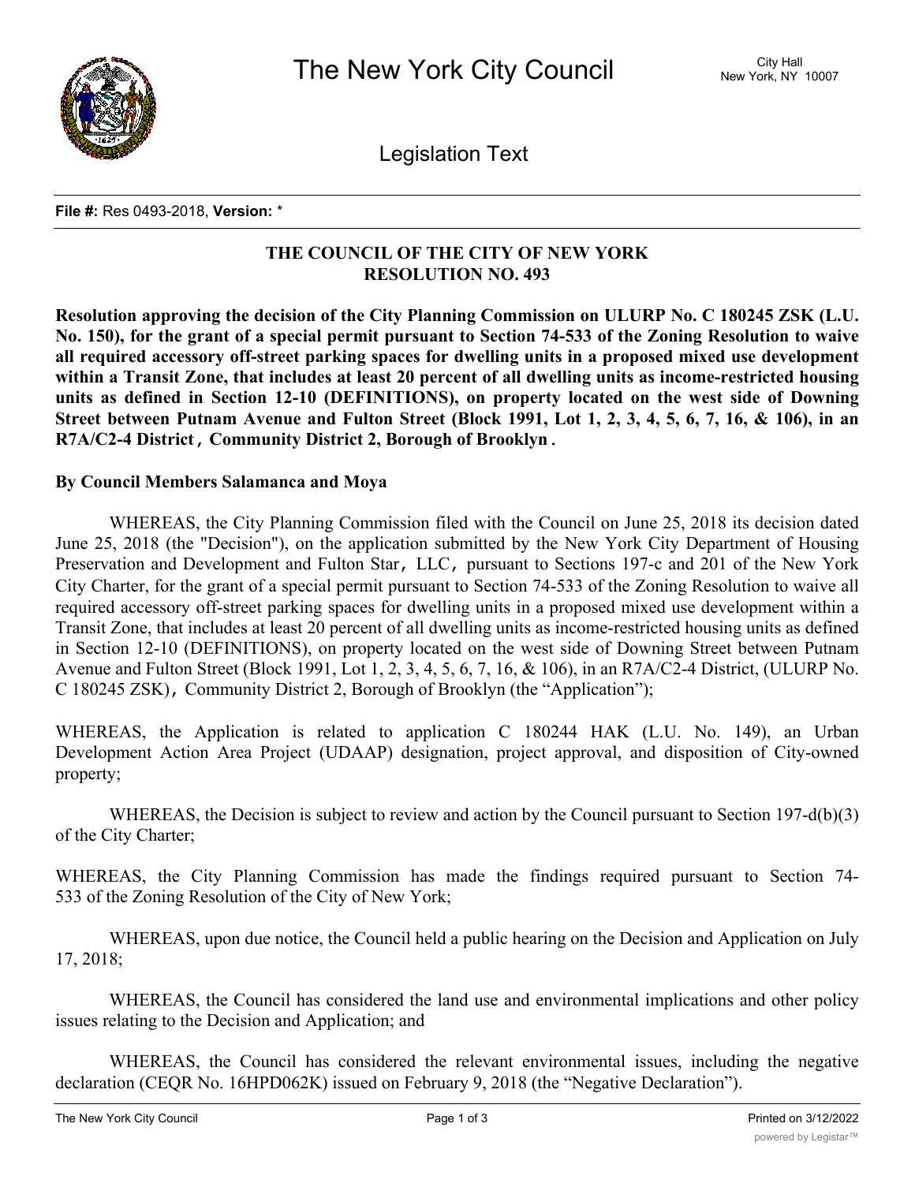# The New York City Council

City Hall
New York, NY 10007

Legislation Text

**File #:** Res 0493-2018, **Version:** *

**THE COUNCIL OF THE CITY OF NEW YORK**
**RESOLUTION NO. 493**

**Resolution approving the decision of the City Planning Commission on ULURP No. C 180245 ZSK (L.U. No. 150), for the grant of a special permit pursuant to Section 74-533 of the Zoning Resolution to waive all required accessory off-street parking spaces for dwelling units in a proposed mixed use development within a Transit Zone, that includes at least 20 percent of all dwelling units as income-restricted housing units as defined in Section 12-10 (DEFINITIONS), on property located on the west side of Downing Street between Putnam Avenue and Fulton Street (Block 1991, Lot 1, 2, 3, 4, 5, 6, 7, 16, & 106), in an R7A/C2-4 District, Community District 2, Borough of Brooklyn.**

**By Council Members Salamanca and Moya**

WHEREAS, the City Planning Commission filed with the Council on June 25, 2018 its decision dated June 25, 2018 (the "Decision"), on the application submitted by the New York City Department of Housing Preservation and Development and Fulton Star, LLC, pursuant to Sections 197-c and 201 of the New York City Charter, for the grant of a special permit pursuant to Section 74-533 of the Zoning Resolution to waive all required accessory off-street parking spaces for dwelling units in a proposed mixed use development within a Transit Zone, that includes at least 20 percent of all dwelling units as income-restricted housing units as defined in Section 12-10 (DEFINITIONS), on property located on the west side of Downing Street between Putnam Avenue and Fulton Street (Block 1991, Lot 1, 2, 3, 4, 5, 6, 7, 16, & 106), in an R7A/C2-4 District, (ULURP No. C 180245 ZSK), Community District 2, Borough of Brooklyn (the "Application");

WHEREAS, the Application is related to application C 180244 HAK (L.U. No. 149), an Urban Development Action Area Project (UDAAP) designation, project approval, and disposition of City-owned property;

WHEREAS, the Decision is subject to review and action by the Council pursuant to Section 197-d(b)(3) of the City Charter;

WHEREAS, the City Planning Commission has made the findings required pursuant to Section 74-533 of the Zoning Resolution of the City of New York;

WHEREAS, upon due notice, the Council held a public hearing on the Decision and Application on July 17, 2018;

WHEREAS, the Council has considered the land use and environmental implications and other policy issues relating to the Decision and Application; and

WHEREAS, the Council has considered the relevant environmental issues, including the negative declaration (CEQR No. 16HPD062K) issued on February 9, 2018 (the "Negative Declaration").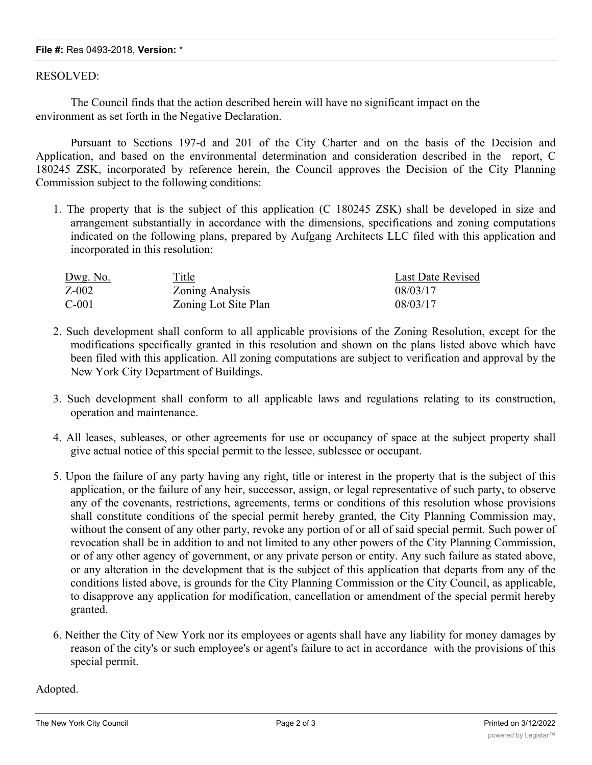RESOLVED:

The Council finds that the action described herein will have no significant impact on the environment as set forth in the Negative Declaration.

Pursuant to Sections 197-d and 201 of the City Charter and on the basis of the Decision and Application, and based on the environmental determination and consideration described in the report, C 180245 ZSK, incorporated by reference herein, the Council approves the Decision of the City Planning Commission subject to the following conditions:

1. The property that is the subject of this application (C 180245 ZSK) shall be developed in size and arrangement substantially in accordance with the dimensions, specifications and zoning computations indicated on the following plans, prepared by Aufgang Architects LLC filed with this application and incorporated in this resolution:

| Dwg. No. | Title | Last Date Revised |
| --- | --- | --- |
| Z-002 | Zoning Analysis | 08/03/17 |
| C-001 | Zoning Lot Site Plan | 08/03/17 |

2. Such development shall conform to all applicable provisions of the Zoning Resolution, except for the modifications specifically granted in this resolution and shown on the plans listed above which have been filed with this application. All zoning computations are subject to verification and approval by the New York City Department of Buildings.

3. Such development shall conform to all applicable laws and regulations relating to its construction, operation and maintenance.

4. All leases, subleases, or other agreements for use or occupancy of space at the subject property shall give actual notice of this special permit to the lessee, sublessee or occupant.

5. Upon the failure of any party having any right, title or interest in the property that is the subject of this application, or the failure of any heir, successor, assign, or legal representative of such party, to observe any of the covenants, restrictions, agreements, terms or conditions of this resolution whose provisions shall constitute conditions of the special permit hereby granted, the City Planning Commission may, without the consent of any other party, revoke any portion of or all of said special permit. Such power of revocation shall be in addition to and not limited to any other powers of the City Planning Commission, or of any other agency of government, or any private person or entity. Any such failure as stated above, or any alteration in the development that is the subject of this application that departs from any of the conditions listed above, is grounds for the City Planning Commission or the City Council, as applicable, to disapprove any application for modification, cancellation or amendment of the special permit hereby granted.

6. Neither the City of New York nor its employees or agents shall have any liability for money damages by reason of the city's or such employee's or agent's failure to act in accordance with the provisions of this special permit.

Adopted.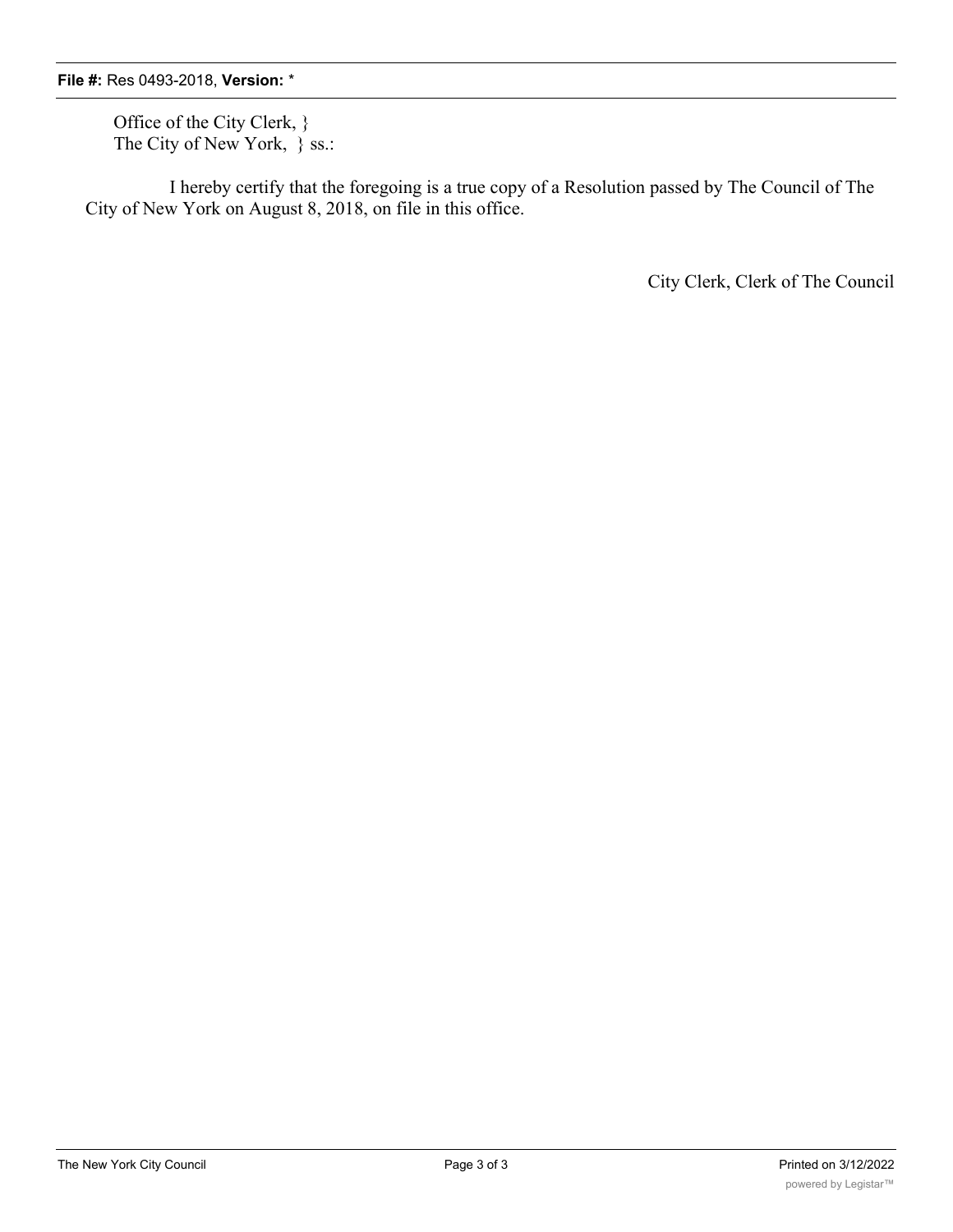Office of the City Clerk, }
The City of New York, } ss.:

I hereby certify that the foregoing is a true copy of a Resolution passed by The Council of The City of New York on August 8, 2018, on file in this office.

City Clerk, Clerk of The Council